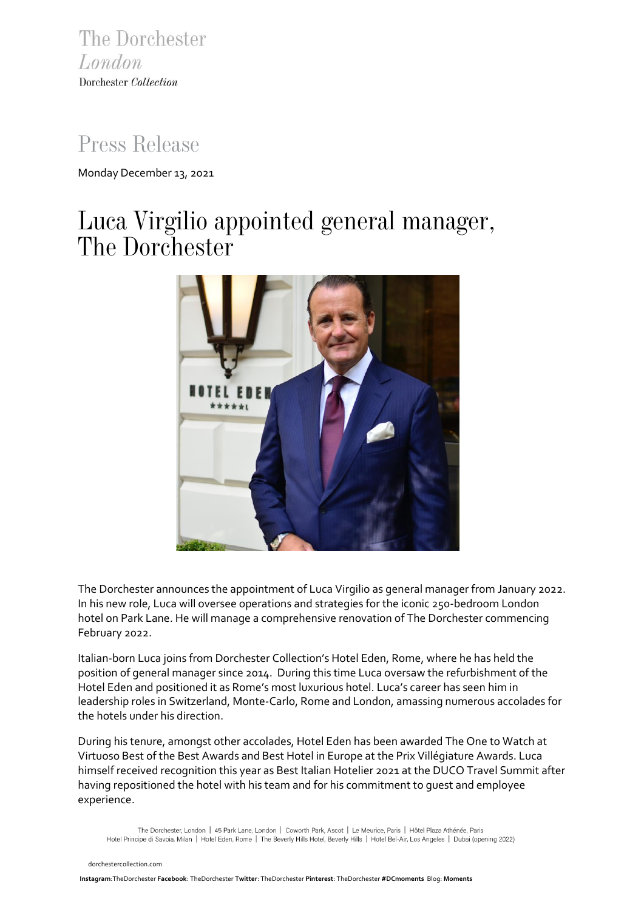The Dorchester
*London*
Dorchester *Collection*

# Press Release

Monday December 13, 2021

# Luca Virgilio appointed general manager, The Dorchester

The Dorchester announces the appointment of Luca Virgilio as general manager from January 2022. In his new role, Luca will oversee operations and strategies for the iconic 250-bedroom London hotel on Park Lane. He will manage a comprehensive renovation of The Dorchester commencing February 2022.

Italian-born Luca joins from Dorchester Collection's Hotel Eden, Rome, where he has held the position of general manager since 2014. During this time Luca oversaw the refurbishment of the Hotel Eden and positioned it as Rome's most luxurious hotel. Luca's career has seen him in leadership roles in Switzerland, Monte-Carlo, Rome and London, amassing numerous accolades for the hotels under his direction.

During his tenure, amongst other accolades, Hotel Eden has been awarded The One to Watch at Virtuoso Best of the Best Awards and Best Hotel in Europe at the Prix Villégiature Awards. Luca himself received recognition this year as Best Italian Hotelier 2021 at the DUCO Travel Summit after having repositioned the hotel with his team and for his commitment to guest and employee experience.

The Dorchester, London | 45 Park Lane, London | Coworth Park, Ascot | Le Meurice, Paris | Hôtel Plaza Athénée, Paris
Hotel Principe di Savoia, Milan | Hotel Eden, Rome | The Beverly Hills Hotel, Beverly Hills | Hotel Bel-Air, Los Angeles | Dubai (opening 2022)

dorchestercollection.com

**Instagram**:TheDorchester **Facebook**: TheDorchester **Twitter**: TheDorchester **Pinterest**: TheDorchester **#DCmoments** Blog: **Moments**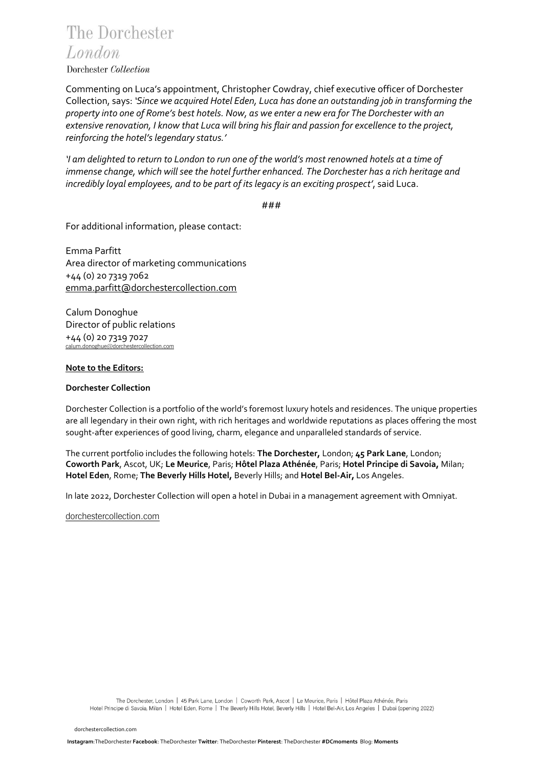Commenting on Luca's appointment, Christopher Cowdray, chief executive officer of Dorchester Collection, says: *'Since we acquired Hotel Eden, Luca has done an outstanding job in transforming the property into one of Rome's best hotels. Now, as we enter a new era for The Dorchester with an extensive renovation, I know that Luca will bring his flair and passion for excellence to the project, reinforcing the hotel's legendary status.'*

*'I am delighted to return to London to run one of the world's most renowned hotels at a time of immense change, which will see the hotel further enhanced. The Dorchester has a rich heritage and incredibly loyal employees, and to be part of its legacy is an exciting prospect'*, said Luca.

###

For additional information, please contact:

Emma Parfitt
Area director of marketing communications
+44 (0) 20 7319 7062
emma.parfitt@dorchestercollection.com

Calum Donoghue
Director of public relations
+44 (0) 20 7319 7027
calum.donoghue@dorchestercollection.com

**Note to the Editors:**

**Dorchester Collection**

Dorchester Collection is a portfolio of the world's foremost luxury hotels and residences. The unique properties are all legendary in their own right, with rich heritages and worldwide reputations as places offering the most sought-after experiences of good living, charm, elegance and unparalleled standards of service.

The current portfolio includes the following hotels: **The Dorchester,** London; **45 Park Lane**, London; **Coworth Park**, Ascot, UK; **Le Meurice**, Paris; **Hôtel Plaza Athénée**, Paris; **Hotel Principe di Savoia,** Milan; **Hotel Eden**, Rome; **The Beverly Hills Hotel,** Beverly Hills; and **Hotel Bel-Air,** Los Angeles.

In late 2022, Dorchester Collection will open a hotel in Dubai in a management agreement with Omniyat.

dorchestercollection.com